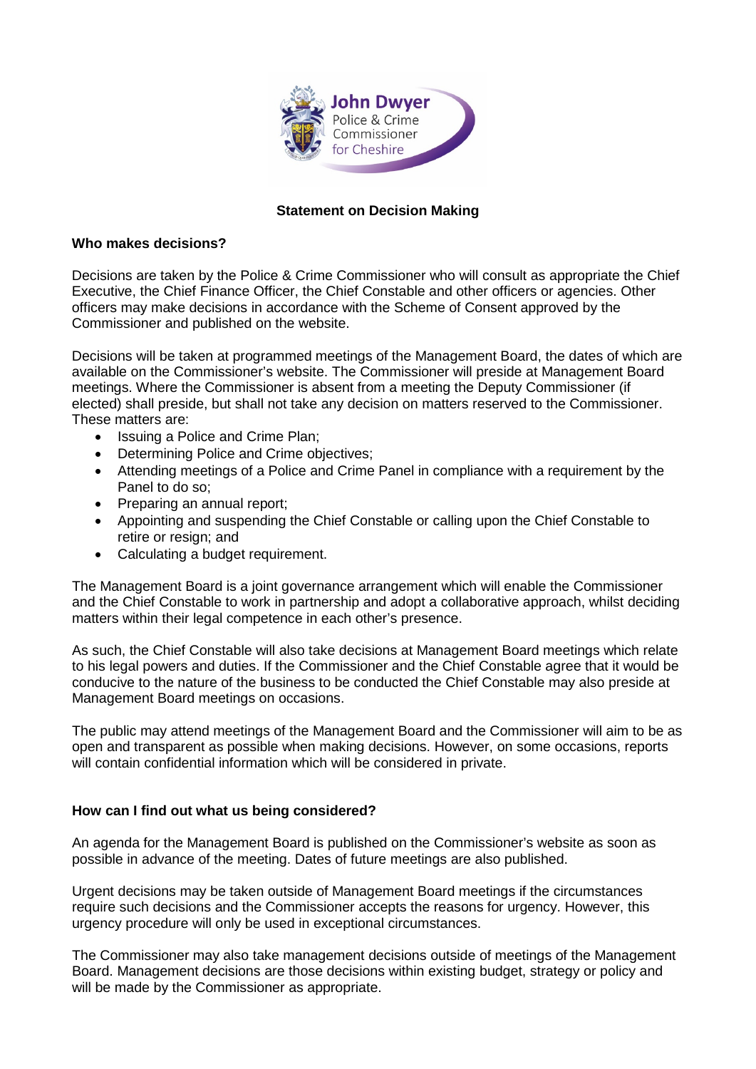John Dwyer
Police & Crime Commissioner for Cheshire

**Statement on Decision Making**

**Who makes decisions?**

Decisions are taken by the Police & Crime Commissioner who will consult as appropriate the Chief Executive, the Chief Finance Officer, the Chief Constable and other officers or agencies. Other officers may make decisions in accordance with the Scheme of Consent approved by the Commissioner and published on the website.

Decisions will be taken at programmed meetings of the Management Board, the dates of which are available on the Commissioner's website. The Commissioner will preside at Management Board meetings. Where the Commissioner is absent from a meeting the Deputy Commissioner (if elected) shall preside, but shall not take any decision on matters reserved to the Commissioner. These matters are:

- Issuing a Police and Crime Plan;
- Determining Police and Crime objectives;
- Attending meetings of a Police and Crime Panel in compliance with a requirement by the Panel to do so;
- Preparing an annual report;
- Appointing and suspending the Chief Constable or calling upon the Chief Constable to retire or resign; and
- Calculating a budget requirement.

The Management Board is a joint governance arrangement which will enable the Commissioner and the Chief Constable to work in partnership and adopt a collaborative approach, whilst deciding matters within their legal competence in each other's presence.

As such, the Chief Constable will also take decisions at Management Board meetings which relate to his legal powers and duties. If the Commissioner and the Chief Constable agree that it would be conducive to the nature of the business to be conducted the Chief Constable may also preside at Management Board meetings on occasions.

The public may attend meetings of the Management Board and the Commissioner will aim to be as open and transparent as possible when making decisions. However, on some occasions, reports will contain confidential information which will be considered in private.

**How can I find out what us being considered?**

An agenda for the Management Board is published on the Commissioner's website as soon as possible in advance of the meeting. Dates of future meetings are also published.

Urgent decisions may be taken outside of Management Board meetings if the circumstances require such decisions and the Commissioner accepts the reasons for urgency. However, this urgency procedure will only be used in exceptional circumstances.

The Commissioner may also take management decisions outside of meetings of the Management Board. Management decisions are those decisions within existing budget, strategy or policy and will be made by the Commissioner as appropriate.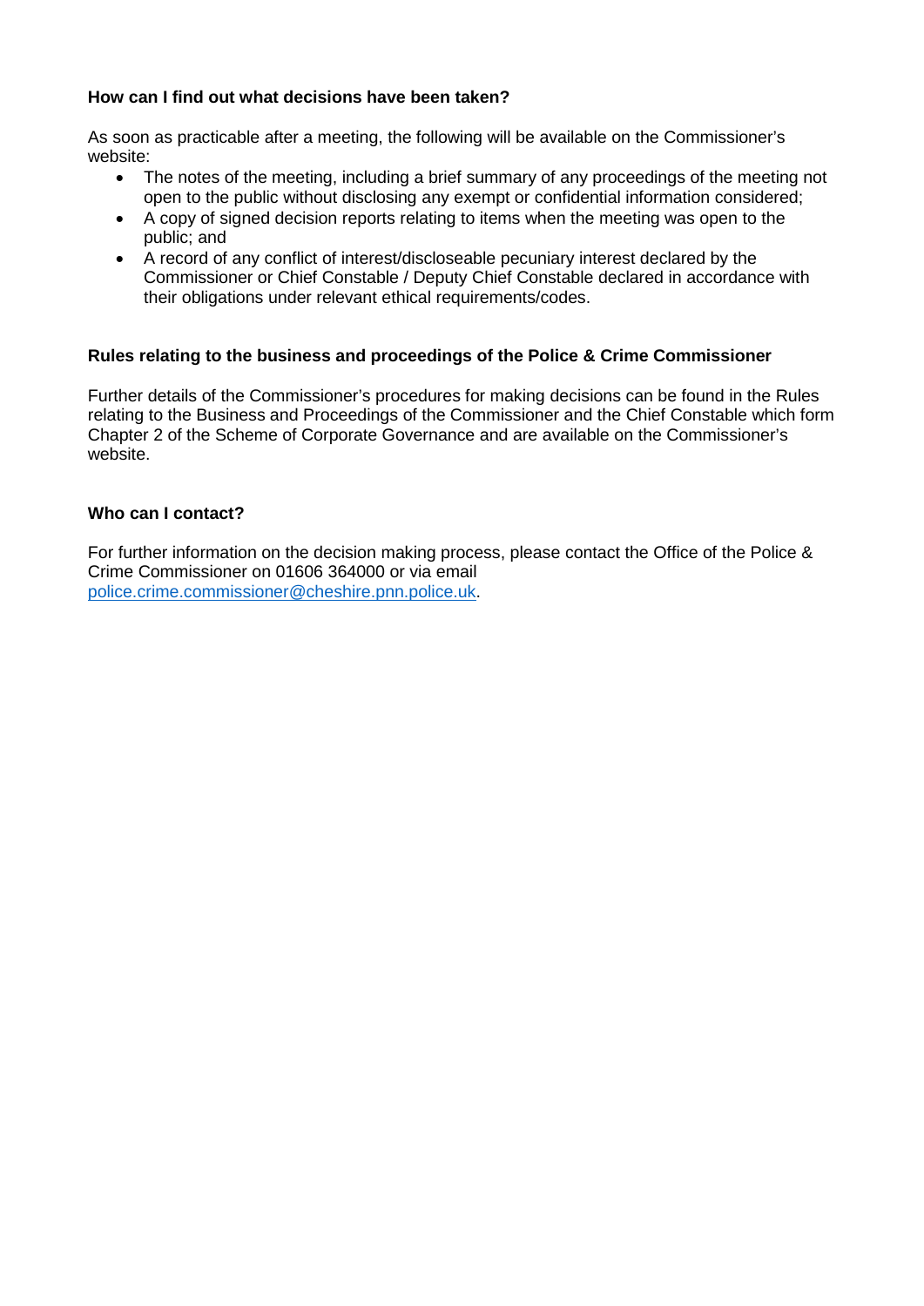**How can I find out what decisions have been taken?**

As soon as practicable after a meeting, the following will be available on the Commissioner's website:

- The notes of the meeting, including a brief summary of any proceedings of the meeting not open to the public without disclosing any exempt or confidential information considered;
- A copy of signed decision reports relating to items when the meeting was open to the public; and
- A record of any conflict of interest/discloseable pecuniary interest declared by the Commissioner or Chief Constable / Deputy Chief Constable declared in accordance with their obligations under relevant ethical requirements/codes.

**Rules relating to the business and proceedings of the Police & Crime Commissioner**

Further details of the Commissioner's procedures for making decisions can be found in the Rules relating to the Business and Proceedings of the Commissioner and the Chief Constable which form Chapter 2 of the Scheme of Corporate Governance and are available on the Commissioner's website.

**Who can I contact?**

For further information on the decision making process, please contact the Office of the Police & Crime Commissioner on 01606 364000 or via email police.crime.commissioner@cheshire.pnn.police.uk.